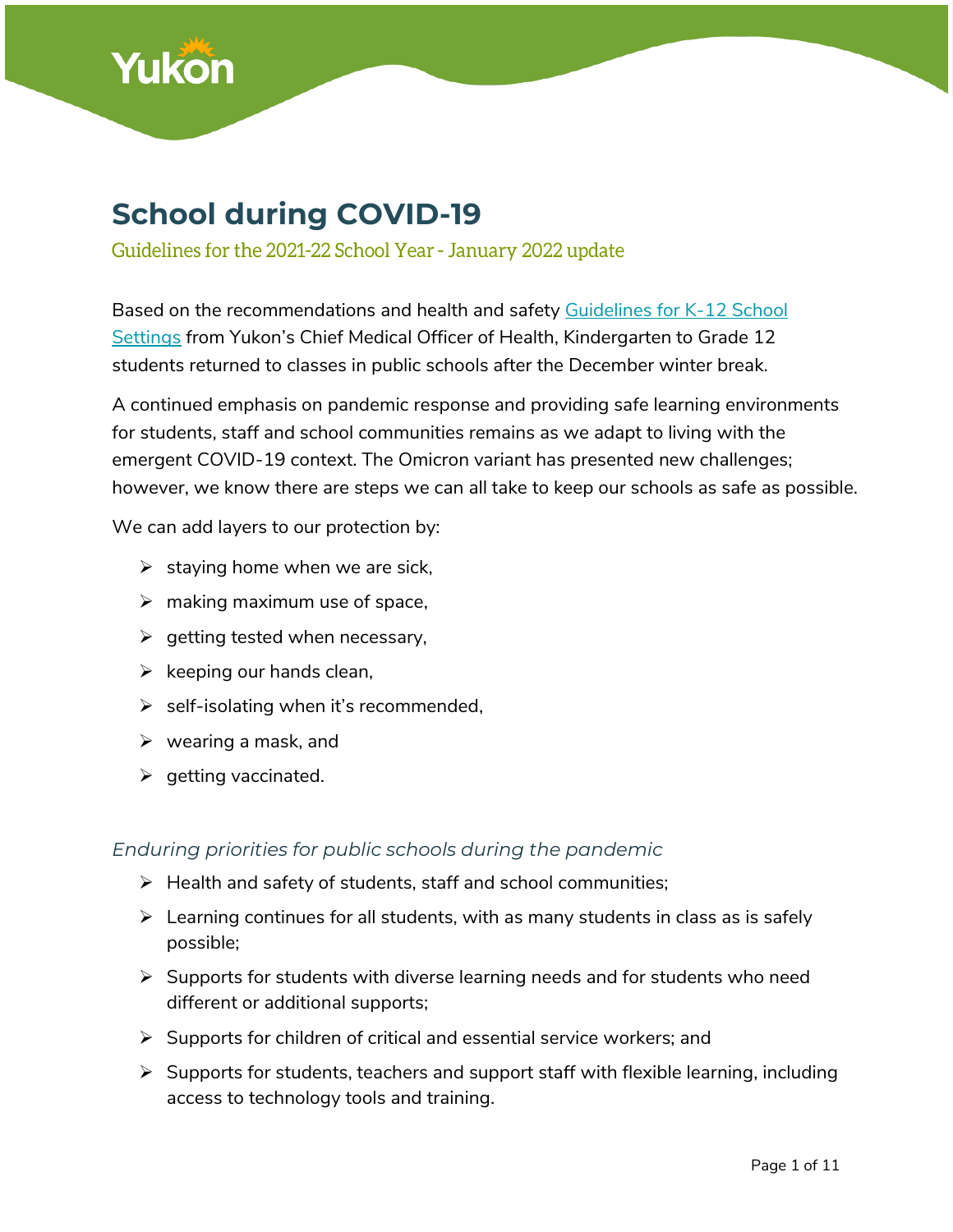# School during COVID-19

Guidelines for the 2021-22 School Year - January 2022 update

Based on the recommendations and health and safety [Guidelines for K-12 School Settings]() from Yukon's Chief Medical Officer of Health, Kindergarten to Grade 12 students returned to classes in public schools after the December winter break.

A continued emphasis on pandemic response and providing safe learning environments for students, staff and school communities remains as we adapt to living with the emergent COVID-19 context. The Omicron variant has presented new challenges; however, we know there are steps we can all take to keep our schools as safe as possible.

We can add layers to our protection by:

- staying home when we are sick,
- making maximum use of space,
- getting tested when necessary,
- keeping our hands clean,
- self-isolating when it's recommended,
- wearing a mask, and
- getting vaccinated.

### *Enduring priorities for public schools during the pandemic*

- Health and safety of students, staff and school communities;
- Learning continues for all students, with as many students in class as is safely possible;
- Supports for students with diverse learning needs and for students who need different or additional supports;
- Supports for children of critical and essential service workers; and
- Supports for students, teachers and support staff with flexible learning, including access to technology tools and training.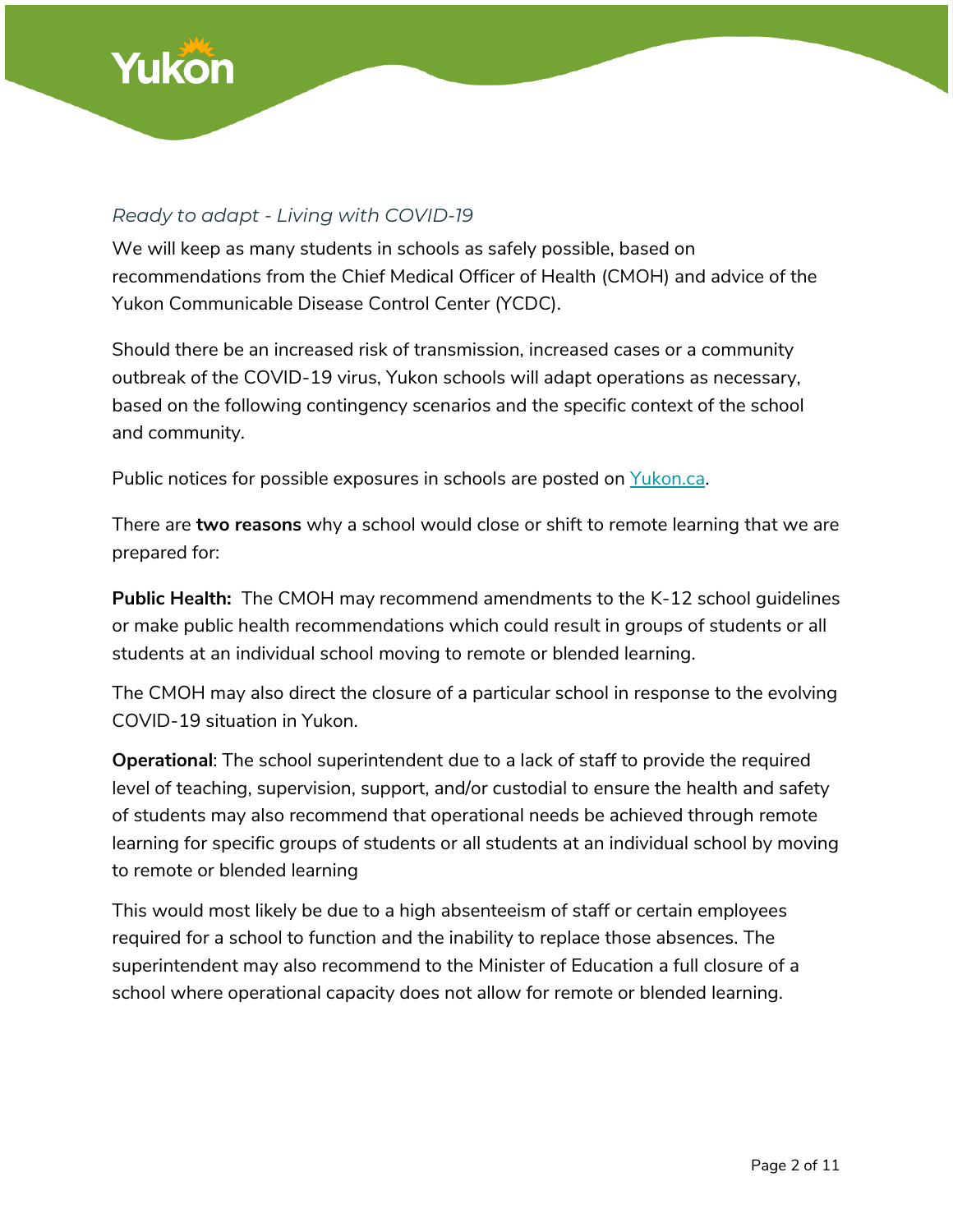*Ready to adapt - Living with COVID-19*

We will keep as many students in schools as safely possible, based on recommendations from the Chief Medical Officer of Health (CMOH) and advice of the Yukon Communicable Disease Control Center (YCDC).

Should there be an increased risk of transmission, increased cases or a community outbreak of the COVID-19 virus, Yukon schools will adapt operations as necessary, based on the following contingency scenarios and the specific context of the school and community.

Public notices for possible exposures in schools are posted on [Yukon.ca](Yukon.ca).

There are **two reasons** why a school would close or shift to remote learning that we are prepared for:

**Public Health:** The CMOH may recommend amendments to the K-12 school guidelines or make public health recommendations which could result in groups of students or all students at an individual school moving to remote or blended learning.

The CMOH may also direct the closure of a particular school in response to the evolving COVID-19 situation in Yukon.

**Operational**: The school superintendent due to a lack of staff to provide the required level of teaching, supervision, support, and/or custodial to ensure the health and safety of students may also recommend that operational needs be achieved through remote learning for specific groups of students or all students at an individual school by moving to remote or blended learning

This would most likely be due to a high absenteeism of staff or certain employees required for a school to function and the inability to replace those absences. The superintendent may also recommend to the Minister of Education a full closure of a school where operational capacity does not allow for remote or blended learning.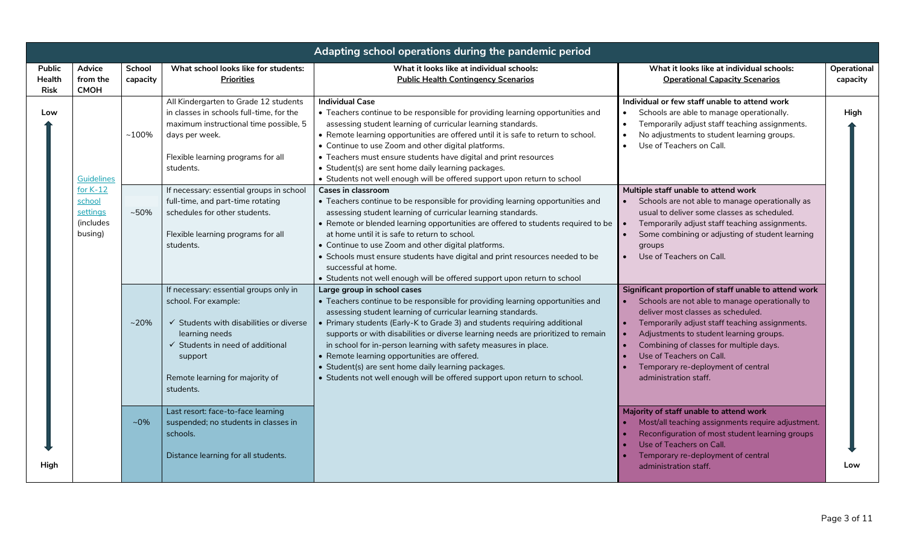## Adapting school operations during the pandemic period

| Public Health Risk | Advice from the CMOH | School capacity | What school looks like for students: Priorities | What it looks like at individual schools: Public Health Contingency Scenarios | What it looks like at individual schools: Operational Capacity Scenarios | Operational capacity |
|---|---|---|---|---|---|---|
| Low ↑ | Guidelines for K-12 school settings (includes busing) | ~100% | All Kindergarten to Grade 12 students in classes in schools full-time, for the maximum instructional time possible, 5 days per week.<br><br>Flexible learning programs for all students. | **Individual Case**<br>• Teachers continue to be responsible for providing learning opportunities and assessing student learning of curricular learning standards.<br>• Remote learning opportunities are offered until it is safe to return to school.<br>• Continue to use Zoom and other digital platforms.<br>• Teachers must ensure students have digital and print resources<br>• Student(s) are sent home daily learning packages.<br>• Students not well enough will be offered support upon return to school | **Individual or few staff unable to attend work**<br>• Schools are able to manage operationally.<br>• Temporarily adjust staff teaching assignments.<br>• No adjustments to student learning groups.<br>• Use of Teachers on Call. | High ↑ |
| | | ~50% | If necessary: essential groups in school full-time, and part-time rotating schedules for other students.<br><br>Flexible learning programs for all students. | **Cases in classroom**<br>• Teachers continue to be responsible for providing learning opportunities and assessing student learning of curricular learning standards.<br>• Remote or blended learning opportunities are offered to students required to be at home until it is safe to return to school.<br>• Continue to use Zoom and other digital platforms.<br>• Schools must ensure students have digital and print resources needed to be successful at home.<br>• Students not well enough will be offered support upon return to school | **Multiple staff unable to attend work**<br>• Schools are not able to manage operationally as usual to deliver some classes as scheduled.<br>• Temporarily adjust staff teaching assignments.<br>• Some combining or adjusting of student learning groups<br>• Use of Teachers on Call. | |
| | | ~20% | If necessary: essential groups only in school. For example:<br>✓ Students with disabilities or diverse learning needs<br>✓ Students in need of additional support<br><br>Remote learning for majority of students. | **Large group in school cases**<br>• Teachers continue to be responsible for providing learning opportunities and assessing student learning of curricular learning standards.<br>• Primary students (Early-K to Grade 3) and students requiring additional supports or with disabilities or diverse learning needs are prioritized to remain in school for in-person learning with safety measures in place.<br>• Remote learning opportunities are offered.<br>• Student(s) are sent home daily learning packages.<br>• Students not well enough will be offered support upon return to school. | **Significant proportion of staff unable to attend work**<br>• Schools are not able to manage operationally to deliver most classes as scheduled.<br>• Temporarily adjust staff teaching assignments.<br>• Adjustments to student learning groups.<br>• Combining of classes for multiple days.<br>• Use of Teachers on Call.<br>• Temporary re-deployment of central administration staff. | |
| ↓ High | | ~0% | Last resort: face-to-face learning suspended; no students in classes in schools.<br><br>Distance learning for all students. | | **Majority of staff unable to attend work**<br>• Most/all teaching assignments require adjustment.<br>• Reconfiguration of most student learning groups<br>• Use of Teachers on Call.<br>• Temporary re-deployment of central administration staff. | ↓ Low |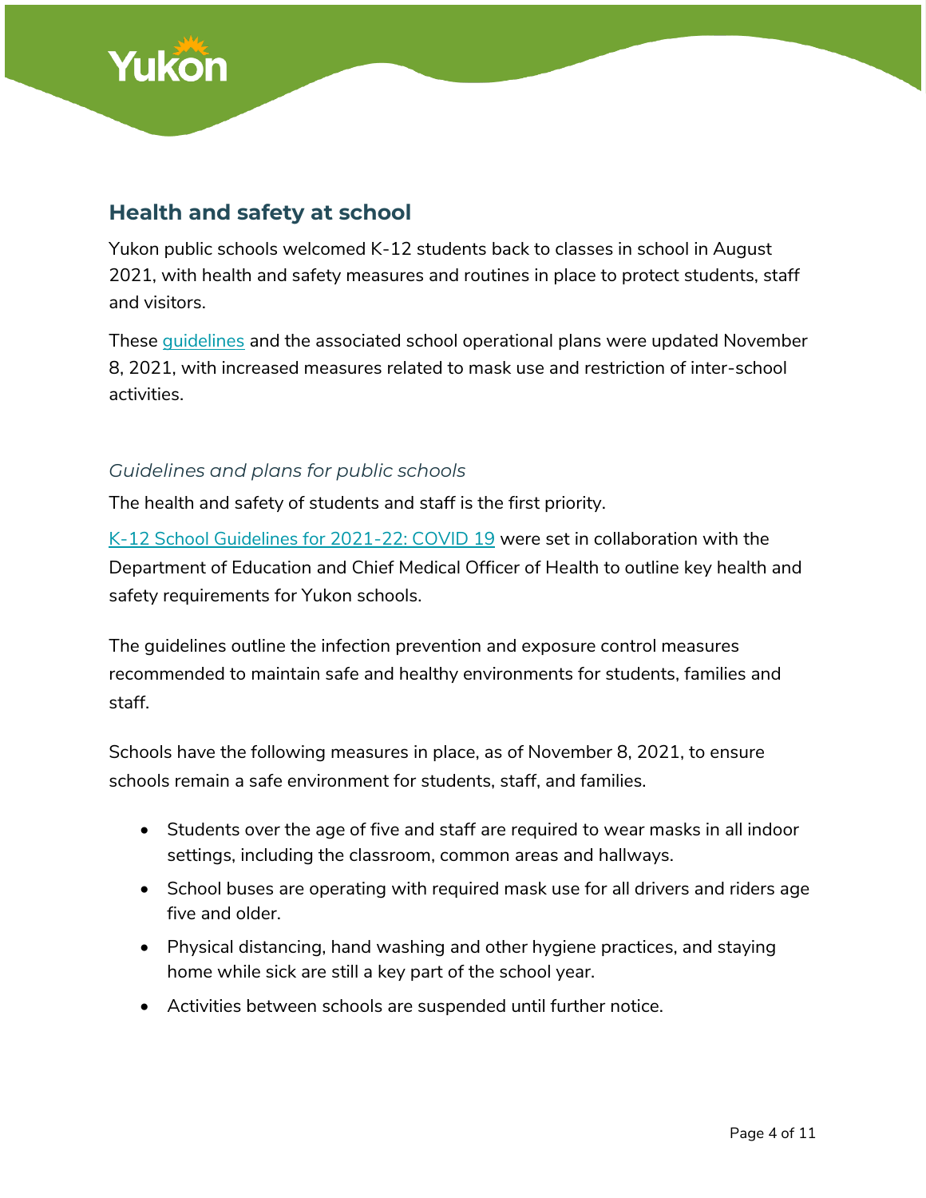## Health and safety at school

Yukon public schools welcomed K-12 students back to classes in school in August 2021, with health and safety measures and routines in place to protect students, staff and visitors.

These guidelines and the associated school operational plans were updated November 8, 2021, with increased measures related to mask use and restriction of inter-school activities.

### *Guidelines and plans for public schools*

The health and safety of students and staff is the first priority.

K-12 School Guidelines for 2021-22: COVID 19 were set in collaboration with the Department of Education and Chief Medical Officer of Health to outline key health and safety requirements for Yukon schools.

The guidelines outline the infection prevention and exposure control measures recommended to maintain safe and healthy environments for students, families and staff.

Schools have the following measures in place, as of November 8, 2021, to ensure schools remain a safe environment for students, staff, and families.

- Students over the age of five and staff are required to wear masks in all indoor settings, including the classroom, common areas and hallways.
- School buses are operating with required mask use for all drivers and riders age five and older.
- Physical distancing, hand washing and other hygiene practices, and staying home while sick are still a key part of the school year.
- Activities between schools are suspended until further notice.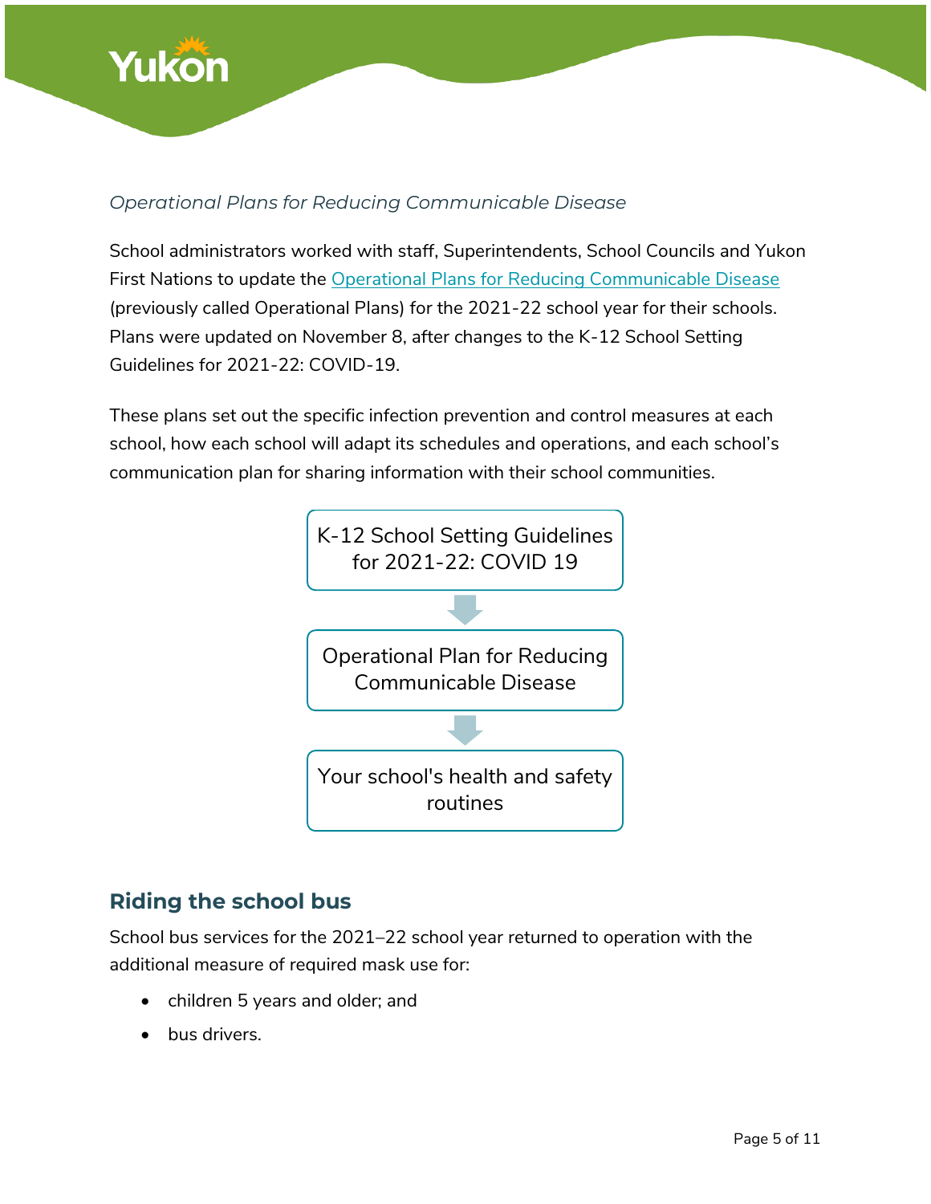*Operational Plans for Reducing Communicable Disease*

School administrators worked with staff, Superintendents, School Councils and Yukon First Nations to update the Operational Plans for Reducing Communicable Disease (previously called Operational Plans) for the 2021-22 school year for their schools. Plans were updated on November 8, after changes to the K-12 School Setting Guidelines for 2021-22: COVID-19.

These plans set out the specific infection prevention and control measures at each school, how each school will adapt its schedules and operations, and each school's communication plan for sharing information with their school communities.

K-12 School Setting Guidelines for 2021-22: COVID 19

↓

Operational Plan for Reducing Communicable Disease

↓

Your school's health and safety routines

## Riding the school bus

School bus services for the 2021–22 school year returned to operation with the additional measure of required mask use for:

- children 5 years and older; and
- bus drivers.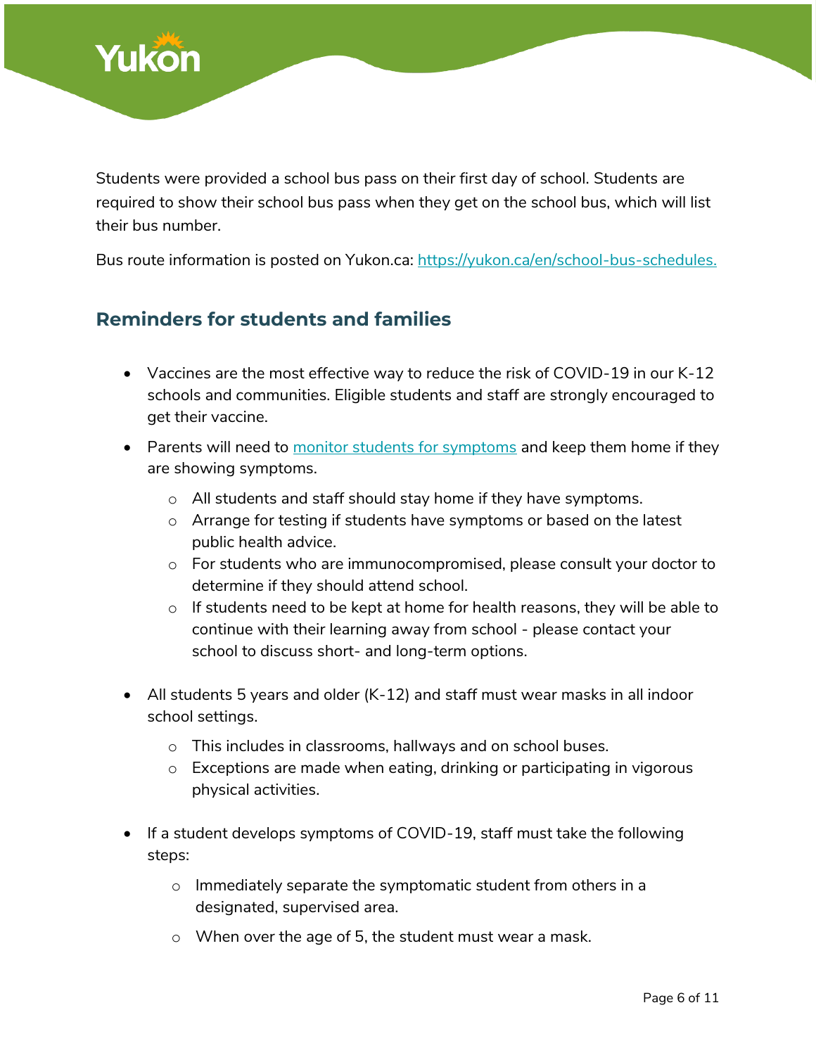Students were provided a school bus pass on their first day of school. Students are required to show their school bus pass when they get on the school bus, which will list their bus number.

Bus route information is posted on Yukon.ca: [https://yukon.ca/en/school-bus-schedules.](https://yukon.ca/en/school-bus-schedules)

## Reminders for students and families

- Vaccines are the most effective way to reduce the risk of COVID-19 in our K-12 schools and communities. Eligible students and staff are strongly encouraged to get their vaccine.
- Parents will need to monitor students for symptoms and keep them home if they are showing symptoms.
  - All students and staff should stay home if they have symptoms.
  - Arrange for testing if students have symptoms or based on the latest public health advice.
  - For students who are immunocompromised, please consult your doctor to determine if they should attend school.
  - If students need to be kept at home for health reasons, they will be able to continue with their learning away from school - please contact your school to discuss short- and long-term options.
- All students 5 years and older (K-12) and staff must wear masks in all indoor school settings.
  - This includes in classrooms, hallways and on school buses.
  - Exceptions are made when eating, drinking or participating in vigorous physical activities.
- If a student develops symptoms of COVID-19, staff must take the following steps:
  - Immediately separate the symptomatic student from others in a designated, supervised area.
  - When over the age of 5, the student must wear a mask.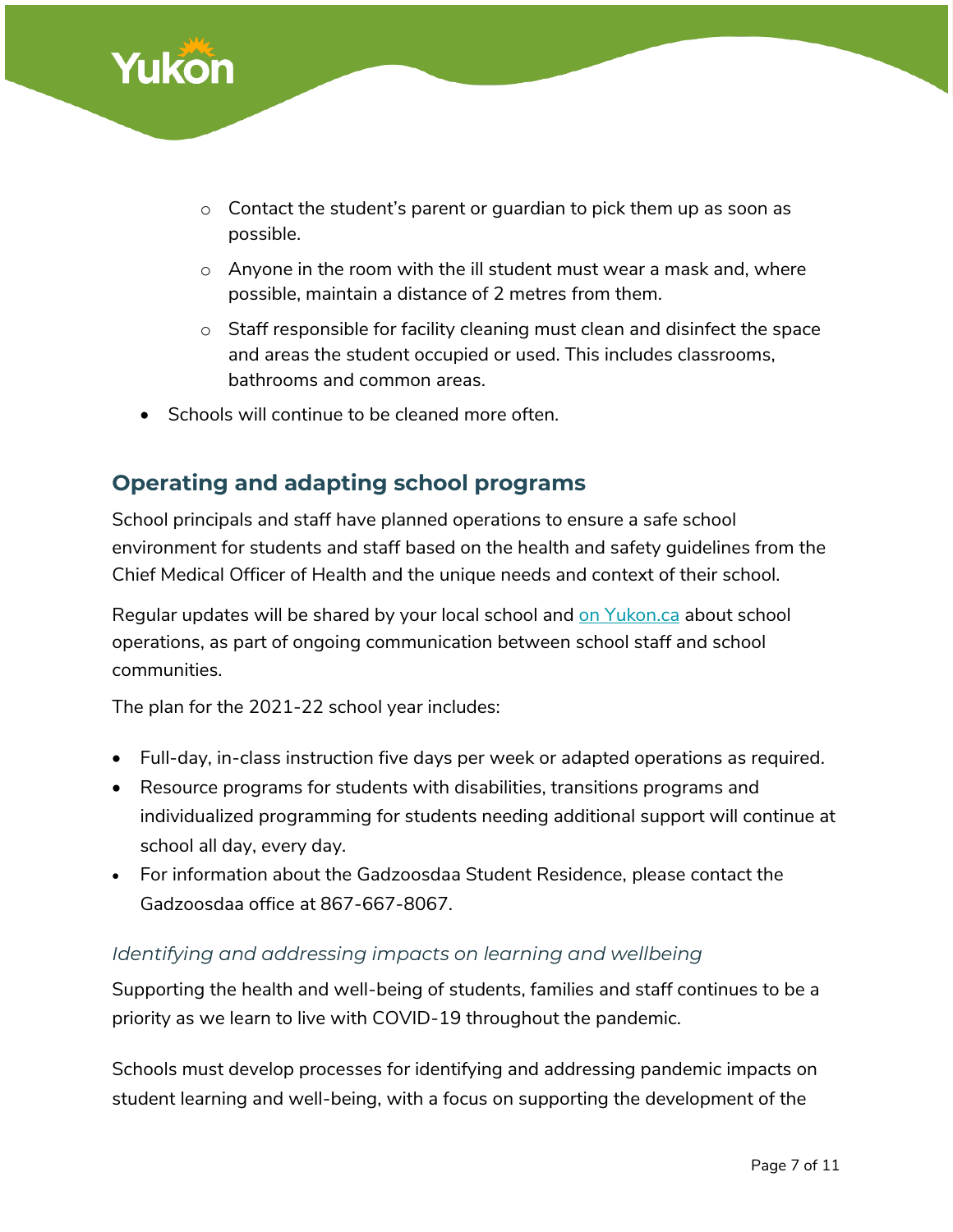- Contact the student's parent or guardian to pick them up as soon as possible.
  - Anyone in the room with the ill student must wear a mask and, where possible, maintain a distance of 2 metres from them.
  - Staff responsible for facility cleaning must clean and disinfect the space and areas the student occupied or used. This includes classrooms, bathrooms and common areas.
- Schools will continue to be cleaned more often.

## Operating and adapting school programs

School principals and staff have planned operations to ensure a safe school environment for students and staff based on the health and safety guidelines from the Chief Medical Officer of Health and the unique needs and context of their school.

Regular updates will be shared by your local school and [on Yukon.ca](on Yukon.ca) about school operations, as part of ongoing communication between school staff and school communities.

The plan for the 2021-22 school year includes:

- Full-day, in-class instruction five days per week or adapted operations as required.
- Resource programs for students with disabilities, transitions programs and individualized programming for students needing additional support will continue at school all day, every day.
- For information about the Gadzoosdaa Student Residence, please contact the Gadzoosdaa office at 867-667-8067.

### *Identifying and addressing impacts on learning and wellbeing*

Supporting the health and well-being of students, families and staff continues to be a priority as we learn to live with COVID-19 throughout the pandemic.

Schools must develop processes for identifying and addressing pandemic impacts on student learning and well-being, with a focus on supporting the development of the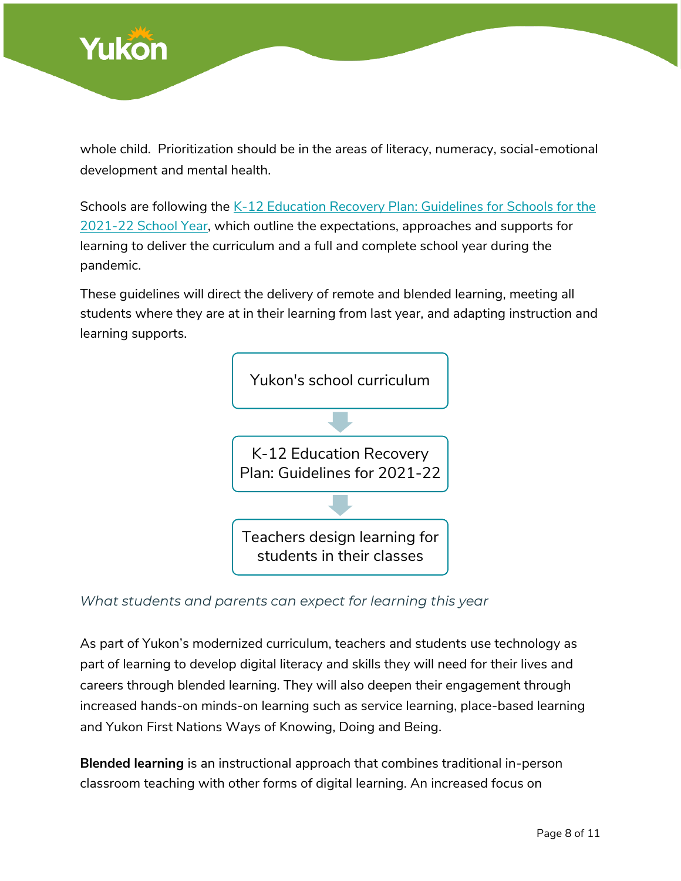whole child. Prioritization should be in the areas of literacy, numeracy, social-emotional development and mental health.

Schools are following the [K-12 Education Recovery Plan: Guidelines for Schools for the 2021-22 School Year](), which outline the expectations, approaches and supports for learning to deliver the curriculum and a full and complete school year during the pandemic.

These guidelines will direct the delivery of remote and blended learning, meeting all students where they are at in their learning from last year, and adapting instruction and learning supports.

Yukon's school curriculum

↓

K-12 Education Recovery Plan: Guidelines for 2021-22

↓

Teachers design learning for students in their classes

### *What students and parents can expect for learning this year*

As part of Yukon's modernized curriculum, teachers and students use technology as part of learning to develop digital literacy and skills they will need for their lives and careers through blended learning. They will also deepen their engagement through increased hands-on minds-on learning such as service learning, place-based learning and Yukon First Nations Ways of Knowing, Doing and Being.

**Blended learning** is an instructional approach that combines traditional in-person classroom teaching with other forms of digital learning. An increased focus on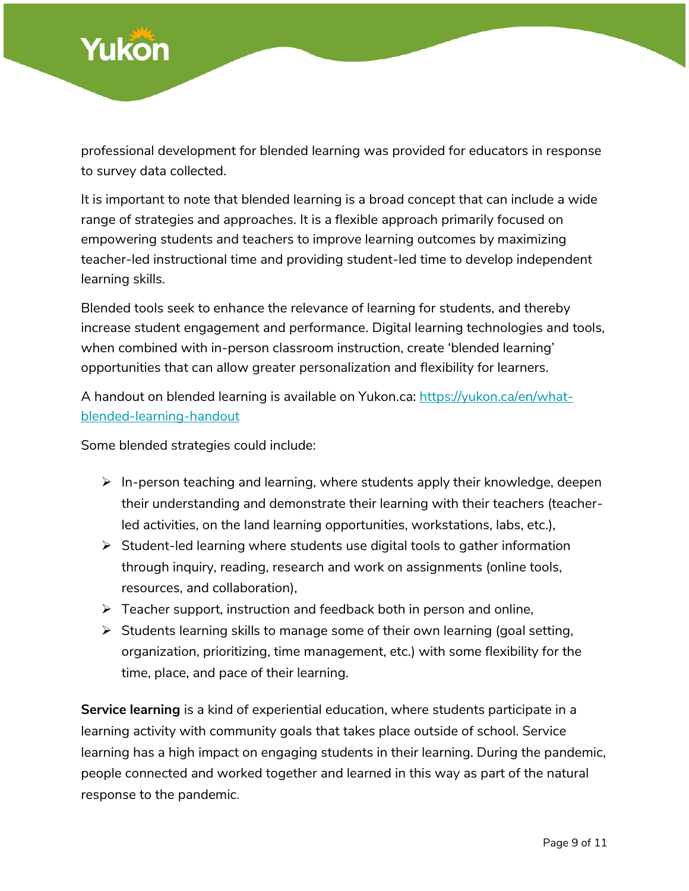professional development for blended learning was provided for educators in response to survey data collected.

It is important to note that blended learning is a broad concept that can include a wide range of strategies and approaches. It is a flexible approach primarily focused on empowering students and teachers to improve learning outcomes by maximizing teacher-led instructional time and providing student-led time to develop independent learning skills.

Blended tools seek to enhance the relevance of learning for students, and thereby increase student engagement and performance. Digital learning technologies and tools, when combined with in-person classroom instruction, create 'blended learning' opportunities that can allow greater personalization and flexibility for learners.

A handout on blended learning is available on Yukon.ca: [https://yukon.ca/en/what-blended-learning-handout](https://yukon.ca/en/what-blended-learning-handout)

Some blended strategies could include:

- In-person teaching and learning, where students apply their knowledge, deepen their understanding and demonstrate their learning with their teachers (teacher-led activities, on the land learning opportunities, workstations, labs, etc.),
- Student-led learning where students use digital tools to gather information through inquiry, reading, research and work on assignments (online tools, resources, and collaboration),
- Teacher support, instruction and feedback both in person and online,
- Students learning skills to manage some of their own learning (goal setting, organization, prioritizing, time management, etc.) with some flexibility for the time, place, and pace of their learning.

**Service learning** is a kind of experiential education, where students participate in a learning activity with community goals that takes place outside of school. Service learning has a high impact on engaging students in their learning. During the pandemic, people connected and worked together and learned in this way as part of the natural response to the pandemic.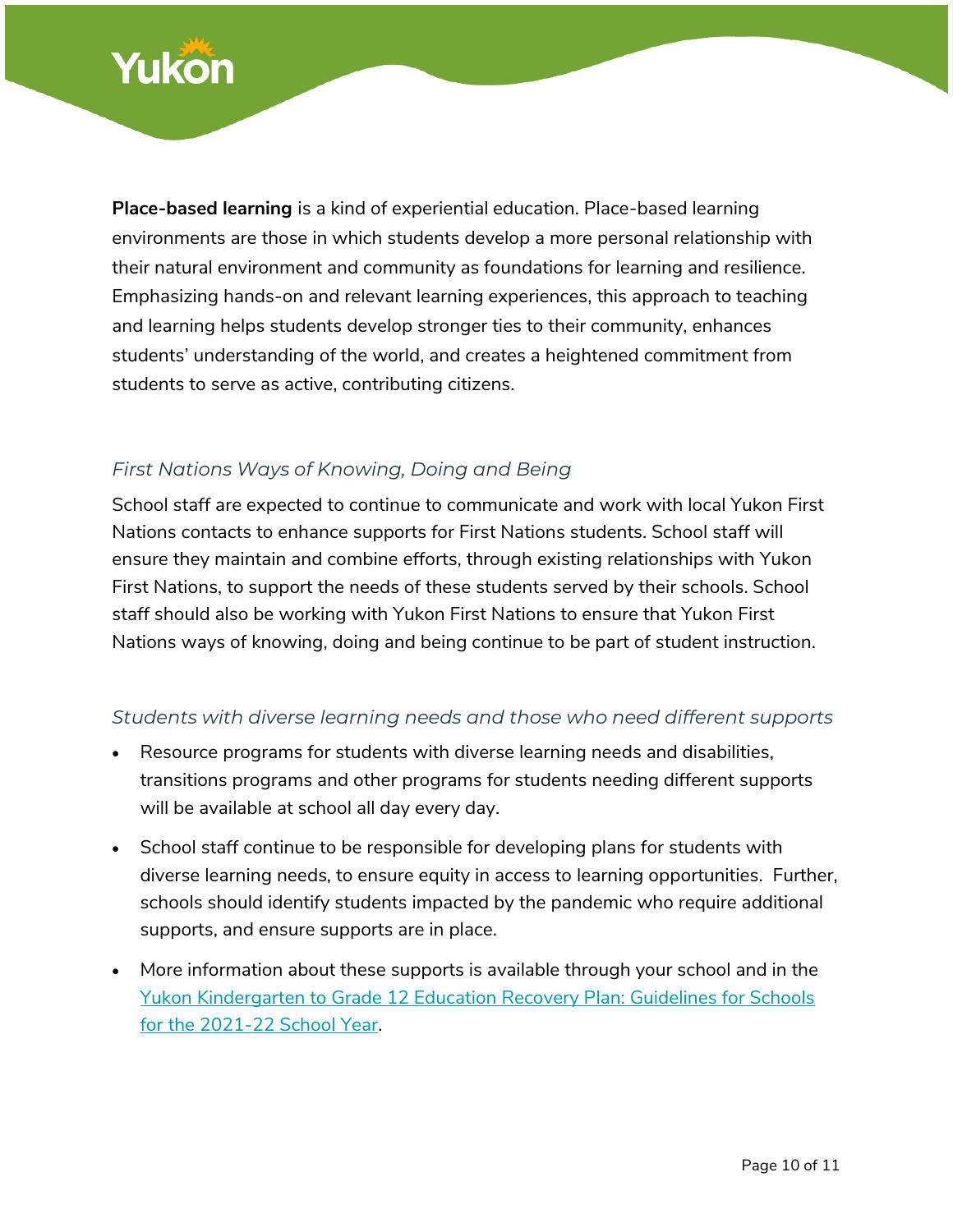**Place-based learning** is a kind of experiential education. Place-based learning environments are those in which students develop a more personal relationship with their natural environment and community as foundations for learning and resilience. Emphasizing hands-on and relevant learning experiences, this approach to teaching and learning helps students develop stronger ties to their community, enhances students' understanding of the world, and creates a heightened commitment from students to serve as active, contributing citizens.

### *First Nations Ways of Knowing, Doing and Being*

School staff are expected to continue to communicate and work with local Yukon First Nations contacts to enhance supports for First Nations students. School staff will ensure they maintain and combine efforts, through existing relationships with Yukon First Nations, to support the needs of these students served by their schools. School staff should also be working with Yukon First Nations to ensure that Yukon First Nations ways of knowing, doing and being continue to be part of student instruction.

### *Students with diverse learning needs and those who need different supports*

- Resource programs for students with diverse learning needs and disabilities, transitions programs and other programs for students needing different supports will be available at school all day every day.
- School staff continue to be responsible for developing plans for students with diverse learning needs, to ensure equity in access to learning opportunities. Further, schools should identify students impacted by the pandemic who require additional supports, and ensure supports are in place.
- More information about these supports is available through your school and in the Yukon Kindergarten to Grade 12 Education Recovery Plan: Guidelines for Schools for the 2021-22 School Year.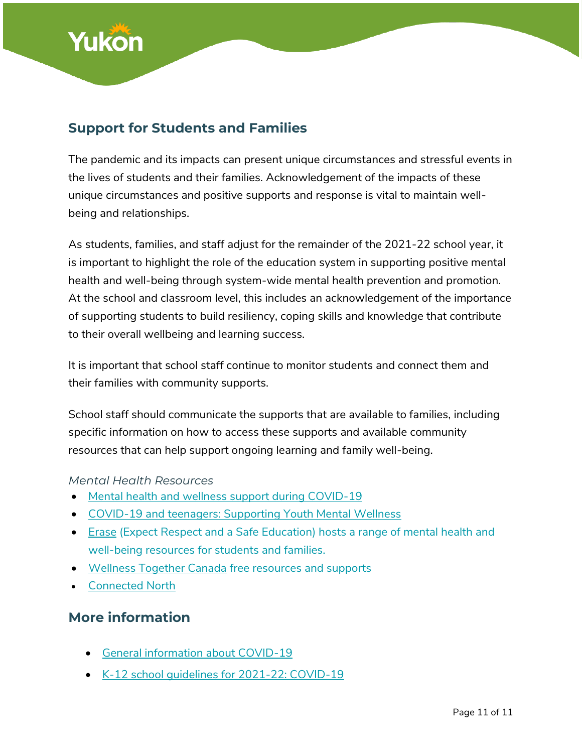## Support for Students and Families

The pandemic and its impacts can present unique circumstances and stressful events in the lives of students and their families. Acknowledgement of the impacts of these unique circumstances and positive supports and response is vital to maintain well-being and relationships.

As students, families, and staff adjust for the remainder of the 2021-22 school year, it is important to highlight the role of the education system in supporting positive mental health and well-being through system-wide mental health prevention and promotion. At the school and classroom level, this includes an acknowledgement of the importance of supporting students to build resiliency, coping skills and knowledge that contribute to their overall wellbeing and learning success.

It is important that school staff continue to monitor students and connect them and their families with community supports.

School staff should communicate the supports that are available to families, including specific information on how to access these supports and available community resources that can help support ongoing learning and family well-being.

*Mental Health Resources*

- Mental health and wellness support during COVID-19
- COVID-19 and teenagers: Supporting Youth Mental Wellness
- Erase (Expect Respect and a Safe Education) hosts a range of mental health and well-being resources for students and families.
- Wellness Together Canada free resources and supports
- Connected North

## More information

- General information about COVID-19
- K-12 school guidelines for 2021-22: COVID-19